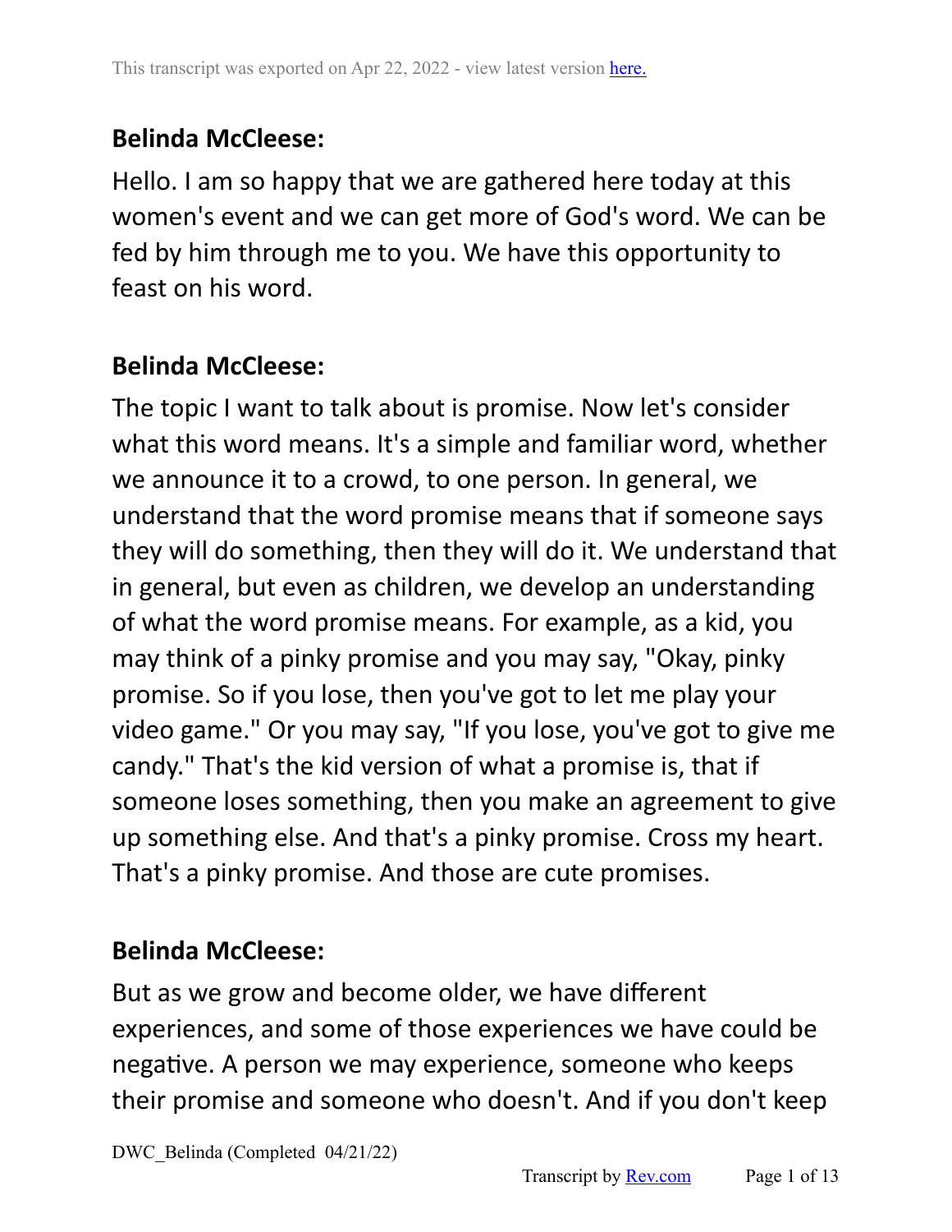**Belinda McCleese:**

Hello. I am so happy that we are gathered here today at this women's event and we can get more of God's word. We can be fed by him through me to you. We have this opportunity to feast on his word.

**Belinda McCleese:**

The topic I want to talk about is promise. Now let's consider what this word means. It's a simple and familiar word, whether we announce it to a crowd, to one person. In general, we understand that the word promise means that if someone says they will do something, then they will do it. We understand that in general, but even as children, we develop an understanding of what the word promise means. For example, as a kid, you may think of a pinky promise and you may say, "Okay, pinky promise. So if you lose, then you've got to let me play your video game." Or you may say, "If you lose, you've got to give me candy." That's the kid version of what a promise is, that if someone loses something, then you make an agreement to give up something else. And that's a pinky promise. Cross my heart. That's a pinky promise. And those are cute promises.

**Belinda McCleese:**

But as we grow and become older, we have different experiences, and some of those experiences we have could be negative. A person we may experience, someone who keeps their promise and someone who doesn't. And if you don't keep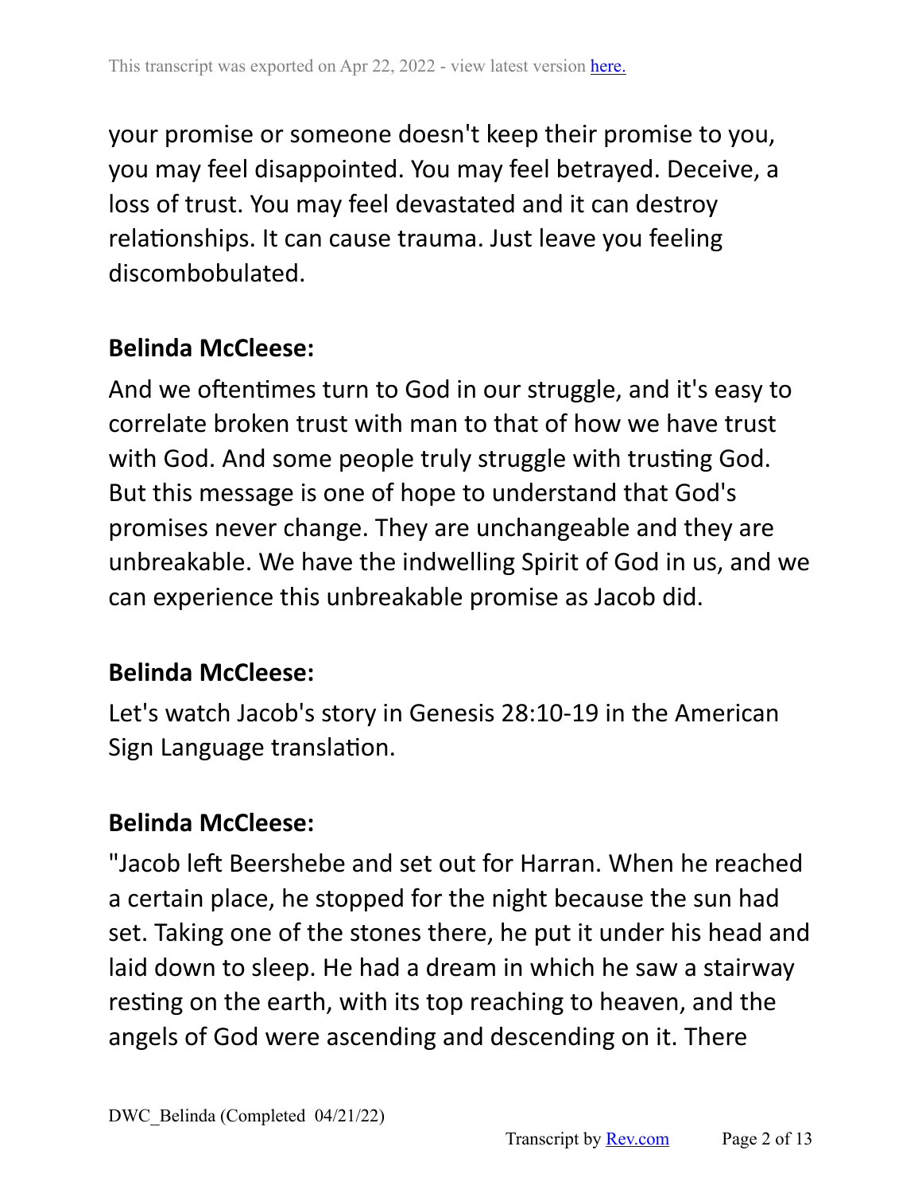your promise or someone doesn't keep their promise to you, you may feel disappointed. You may feel betrayed. Deceive, a loss of trust. You may feel devastated and it can destroy relationships. It can cause trauma. Just leave you feeling discombobulated.

**Belinda McCleese:**

And we oftentimes turn to God in our struggle, and it's easy to correlate broken trust with man to that of how we have trust with God. And some people truly struggle with trusting God. But this message is one of hope to understand that God's promises never change. They are unchangeable and they are unbreakable. We have the indwelling Spirit of God in us, and we can experience this unbreakable promise as Jacob did.

**Belinda McCleese:**

Let's watch Jacob's story in Genesis 28:10-19 in the American Sign Language translation.

**Belinda McCleese:**

"Jacob left Beershebe and set out for Harran. When he reached a certain place, he stopped for the night because the sun had set. Taking one of the stones there, he put it under his head and laid down to sleep. He had a dream in which he saw a stairway resting on the earth, with its top reaching to heaven, and the angels of God were ascending and descending on it. There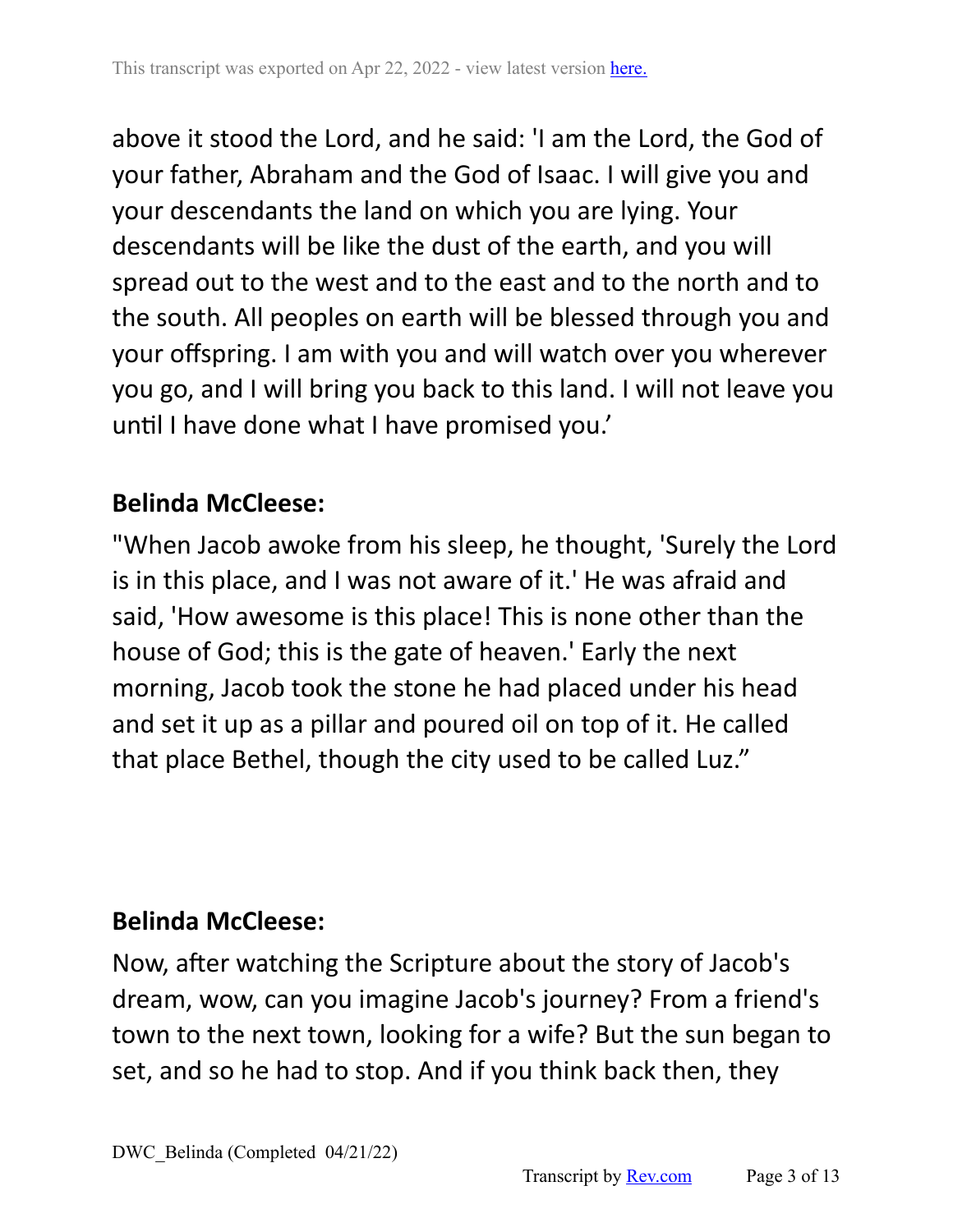above it stood the Lord, and he said: 'I am the Lord, the God of your father, Abraham and the God of Isaac. I will give you and your descendants the land on which you are lying. Your descendants will be like the dust of the earth, and you will spread out to the west and to the east and to the north and to the south. All peoples on earth will be blessed through you and your offspring. I am with you and will watch over you wherever you go, and I will bring you back to this land. I will not leave you until I have done what I have promised you.'

**Belinda McCleese:**

"When Jacob awoke from his sleep, he thought, 'Surely the Lord is in this place, and I was not aware of it.' He was afraid and said, 'How awesome is this place! This is none other than the house of God; this is the gate of heaven.' Early the next morning, Jacob took the stone he had placed under his head and set it up as a pillar and poured oil on top of it. He called that place Bethel, though the city used to be called Luz."

**Belinda McCleese:**

Now, after watching the Scripture about the story of Jacob's dream, wow, can you imagine Jacob's journey? From a friend's town to the next town, looking for a wife? But the sun began to set, and so he had to stop. And if you think back then, they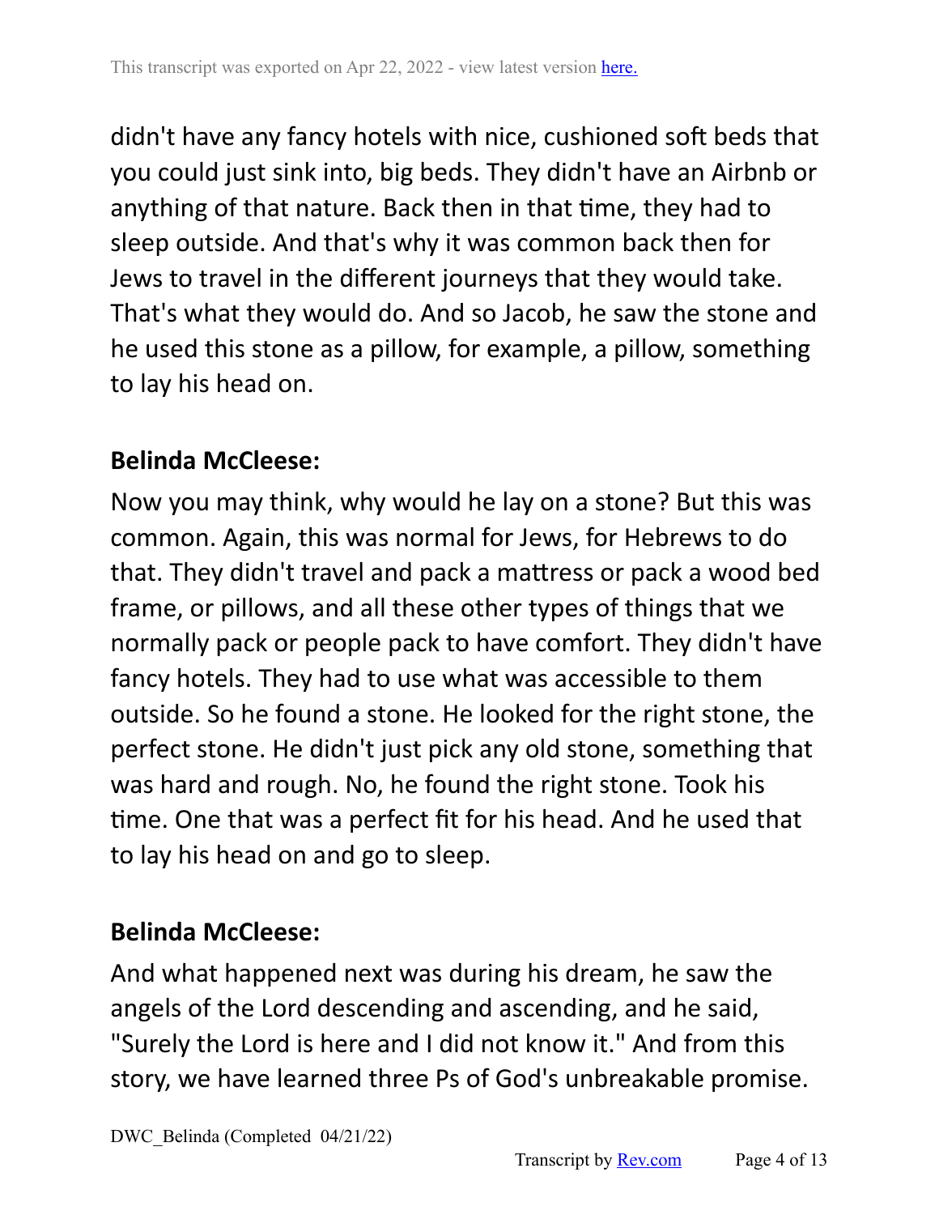didn't have any fancy hotels with nice, cushioned soft beds that you could just sink into, big beds. They didn't have an Airbnb or anything of that nature. Back then in that time, they had to sleep outside. And that's why it was common back then for Jews to travel in the different journeys that they would take. That's what they would do. And so Jacob, he saw the stone and he used this stone as a pillow, for example, a pillow, something to lay his head on.

**Belinda McCleese:**

Now you may think, why would he lay on a stone? But this was common. Again, this was normal for Jews, for Hebrews to do that. They didn't travel and pack a mattress or pack a wood bed frame, or pillows, and all these other types of things that we normally pack or people pack to have comfort. They didn't have fancy hotels. They had to use what was accessible to them outside. So he found a stone. He looked for the right stone, the perfect stone. He didn't just pick any old stone, something that was hard and rough. No, he found the right stone. Took his time. One that was a perfect fit for his head. And he used that to lay his head on and go to sleep.

**Belinda McCleese:**

And what happened next was during his dream, he saw the angels of the Lord descending and ascending, and he said, "Surely the Lord is here and I did not know it." And from this story, we have learned three Ps of God's unbreakable promise.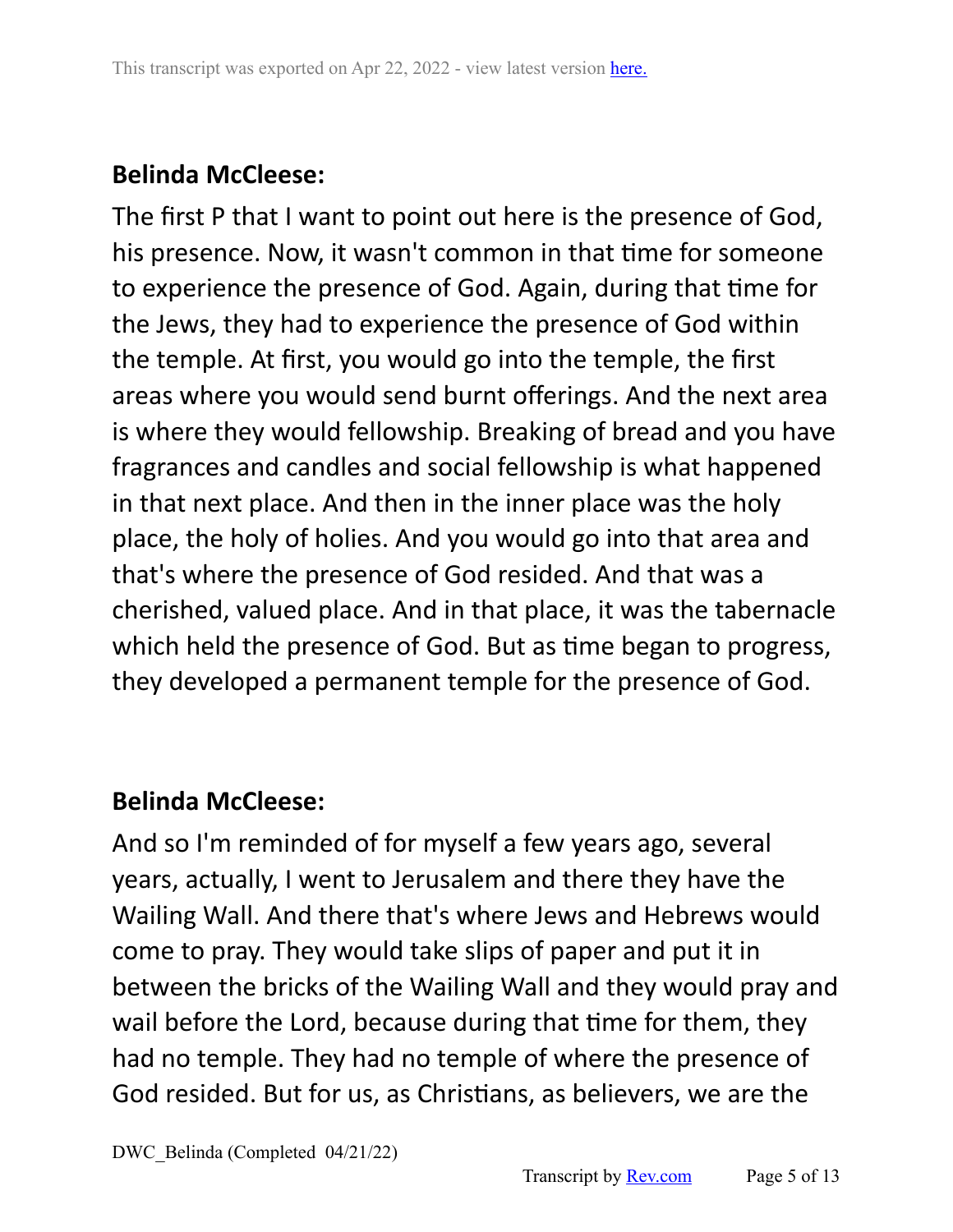**Belinda McCleese:**

The first P that I want to point out here is the presence of God, his presence. Now, it wasn't common in that time for someone to experience the presence of God. Again, during that time for the Jews, they had to experience the presence of God within the temple. At first, you would go into the temple, the first areas where you would send burnt offerings. And the next area is where they would fellowship. Breaking of bread and you have fragrances and candles and social fellowship is what happened in that next place. And then in the inner place was the holy place, the holy of holies. And you would go into that area and that's where the presence of God resided. And that was a cherished, valued place. And in that place, it was the tabernacle which held the presence of God. But as time began to progress, they developed a permanent temple for the presence of God.

**Belinda McCleese:**

And so I'm reminded of for myself a few years ago, several years, actually, I went to Jerusalem and there they have the Wailing Wall. And there that's where Jews and Hebrews would come to pray. They would take slips of paper and put it in between the bricks of the Wailing Wall and they would pray and wail before the Lord, because during that time for them, they had no temple. They had no temple of where the presence of God resided. But for us, as Christians, as believers, we are the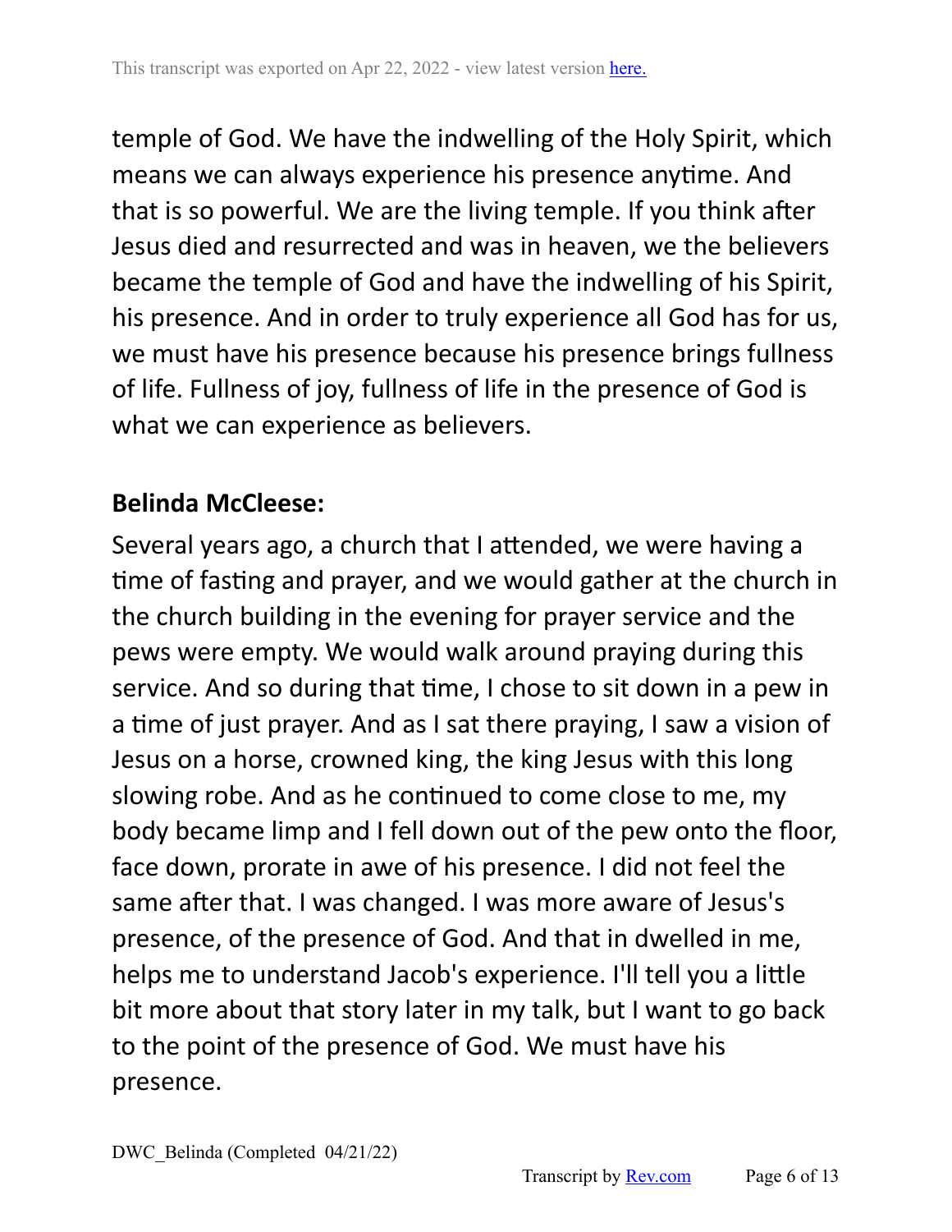temple of God. We have the indwelling of the Holy Spirit, which means we can always experience his presence anytime. And that is so powerful. We are the living temple. If you think after Jesus died and resurrected and was in heaven, we the believers became the temple of God and have the indwelling of his Spirit, his presence. And in order to truly experience all God has for us, we must have his presence because his presence brings fullness of life. Fullness of joy, fullness of life in the presence of God is what we can experience as believers.

**Belinda McCleese:**

Several years ago, a church that I attended, we were having a time of fasting and prayer, and we would gather at the church in the church building in the evening for prayer service and the pews were empty. We would walk around praying during this service. And so during that time, I chose to sit down in a pew in a time of just prayer. And as I sat there praying, I saw a vision of Jesus on a horse, crowned king, the king Jesus with this long slowing robe. And as he continued to come close to me, my body became limp and I fell down out of the pew onto the floor, face down, prorate in awe of his presence. I did not feel the same after that. I was changed. I was more aware of Jesus's presence, of the presence of God. And that in dwelled in me, helps me to understand Jacob's experience. I'll tell you a little bit more about that story later in my talk, but I want to go back to the point of the presence of God. We must have his presence.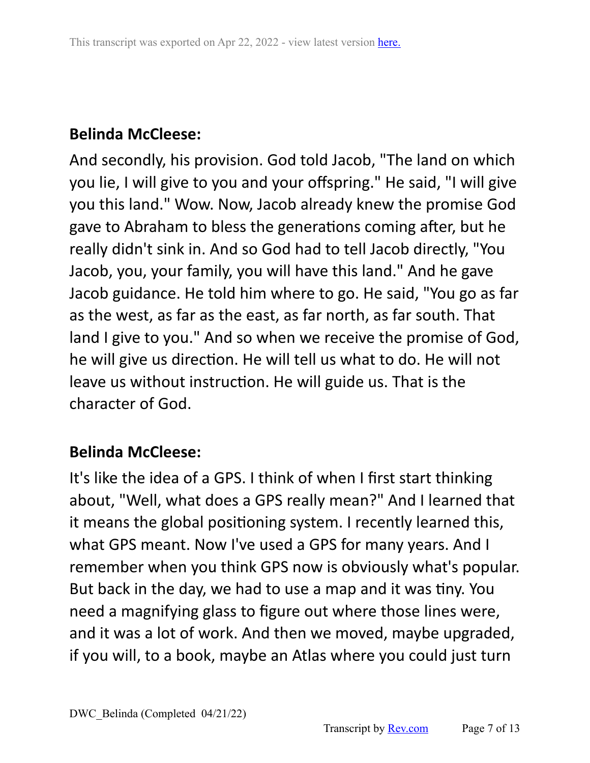**Belinda McCleese:**

And secondly, his provision. God told Jacob, "The land on which you lie, I will give to you and your offspring." He said, "I will give you this land." Wow. Now, Jacob already knew the promise God gave to Abraham to bless the generations coming after, but he really didn't sink in. And so God had to tell Jacob directly, "You Jacob, you, your family, you will have this land." And he gave Jacob guidance. He told him where to go. He said, "You go as far as the west, as far as the east, as far north, as far south. That land I give to you." And so when we receive the promise of God, he will give us direction. He will tell us what to do. He will not leave us without instruction. He will guide us. That is the character of God.

**Belinda McCleese:**

It's like the idea of a GPS. I think of when I first start thinking about, "Well, what does a GPS really mean?" And I learned that it means the global positioning system. I recently learned this, what GPS meant. Now I've used a GPS for many years. And I remember when you think GPS now is obviously what's popular. But back in the day, we had to use a map and it was tiny. You need a magnifying glass to figure out where those lines were, and it was a lot of work. And then we moved, maybe upgraded, if you will, to a book, maybe an Atlas where you could just turn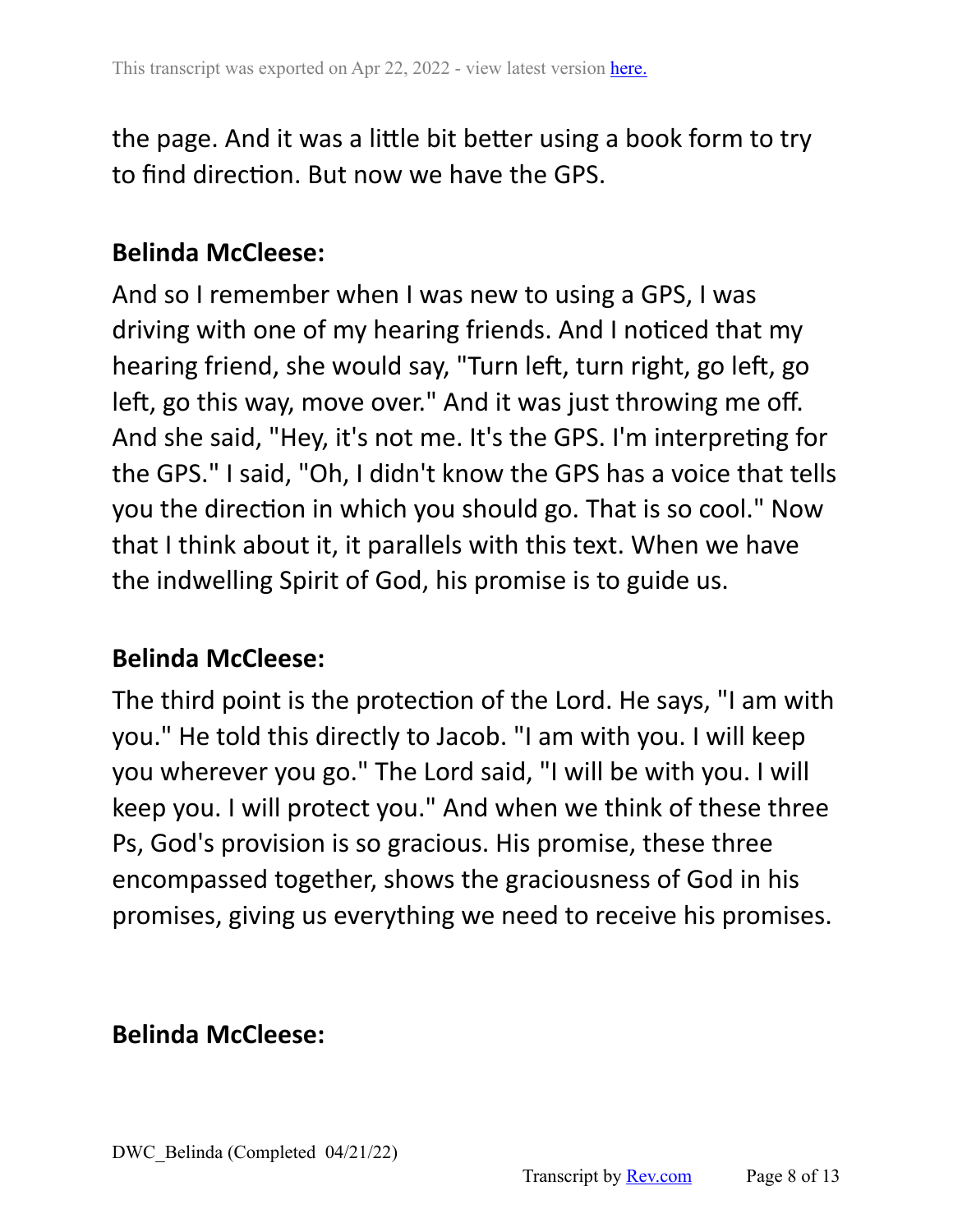the page. And it was a little bit better using a book form to try to find direction. But now we have the GPS.

**Belinda McCleese:**

And so I remember when I was new to using a GPS, I was driving with one of my hearing friends. And I noticed that my hearing friend, she would say, "Turn left, turn right, go left, go left, go this way, move over." And it was just throwing me off. And she said, "Hey, it's not me. It's the GPS. I'm interpreting for the GPS." I said, "Oh, I didn't know the GPS has a voice that tells you the direction in which you should go. That is so cool." Now that I think about it, it parallels with this text. When we have the indwelling Spirit of God, his promise is to guide us.

**Belinda McCleese:**

The third point is the protection of the Lord. He says, "I am with you." He told this directly to Jacob. "I am with you. I will keep you wherever you go." The Lord said, "I will be with you. I will keep you. I will protect you." And when we think of these three Ps, God's provision is so gracious. His promise, these three encompassed together, shows the graciousness of God in his promises, giving us everything we need to receive his promises.

**Belinda McCleese:**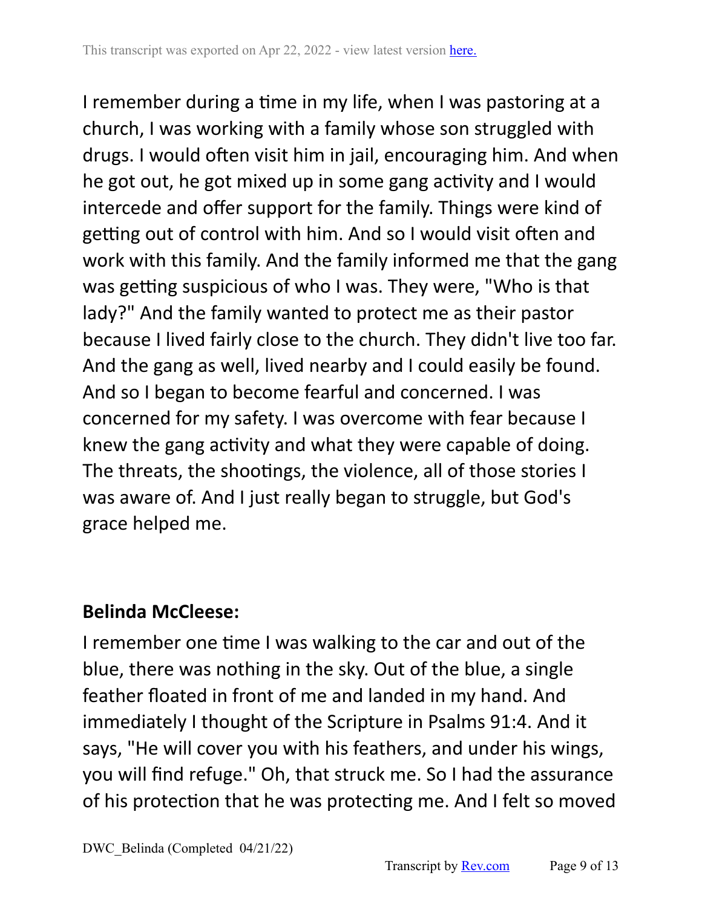I remember during a time in my life, when I was pastoring at a church, I was working with a family whose son struggled with drugs. I would often visit him in jail, encouraging him. And when he got out, he got mixed up in some gang activity and I would intercede and offer support for the family. Things were kind of getting out of control with him. And so I would visit often and work with this family. And the family informed me that the gang was getting suspicious of who I was. They were, "Who is that lady?" And the family wanted to protect me as their pastor because I lived fairly close to the church. They didn't live too far. And the gang as well, lived nearby and I could easily be found. And so I began to become fearful and concerned. I was concerned for my safety. I was overcome with fear because I knew the gang activity and what they were capable of doing. The threats, the shootings, the violence, all of those stories I was aware of. And I just really began to struggle, but God's grace helped me.

**Belinda McCleese:**

I remember one time I was walking to the car and out of the blue, there was nothing in the sky. Out of the blue, a single feather floated in front of me and landed in my hand. And immediately I thought of the Scripture in Psalms 91:4. And it says, "He will cover you with his feathers, and under his wings, you will find refuge." Oh, that struck me. So I had the assurance of his protection that he was protecting me. And I felt so moved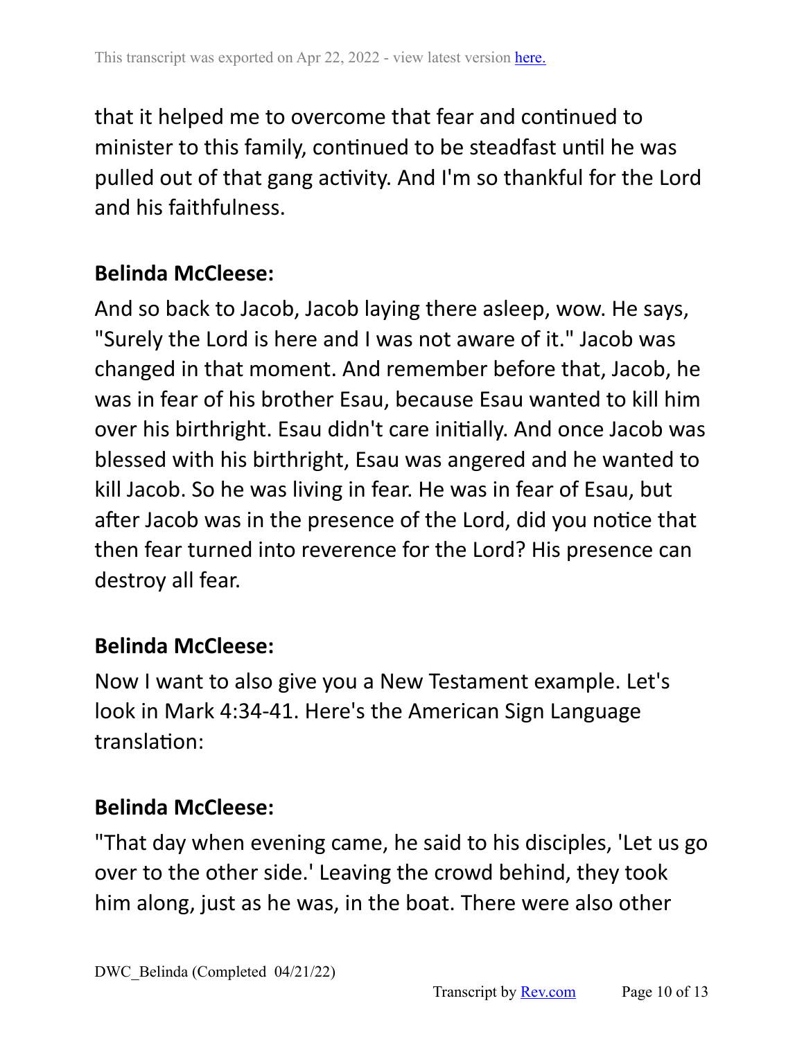that it helped me to overcome that fear and continued to minister to this family, continued to be steadfast until he was pulled out of that gang activity. And I'm so thankful for the Lord and his faithfulness.

**Belinda McCleese:**

And so back to Jacob, Jacob laying there asleep, wow. He says, "Surely the Lord is here and I was not aware of it." Jacob was changed in that moment. And remember before that, Jacob, he was in fear of his brother Esau, because Esau wanted to kill him over his birthright. Esau didn't care initially. And once Jacob was blessed with his birthright, Esau was angered and he wanted to kill Jacob. So he was living in fear. He was in fear of Esau, but after Jacob was in the presence of the Lord, did you notice that then fear turned into reverence for the Lord? His presence can destroy all fear.

**Belinda McCleese:**

Now I want to also give you a New Testament example. Let's look in Mark 4:34-41. Here's the American Sign Language translation:

**Belinda McCleese:**

"That day when evening came, he said to his disciples, 'Let us go over to the other side.' Leaving the crowd behind, they took him along, just as he was, in the boat. There were also other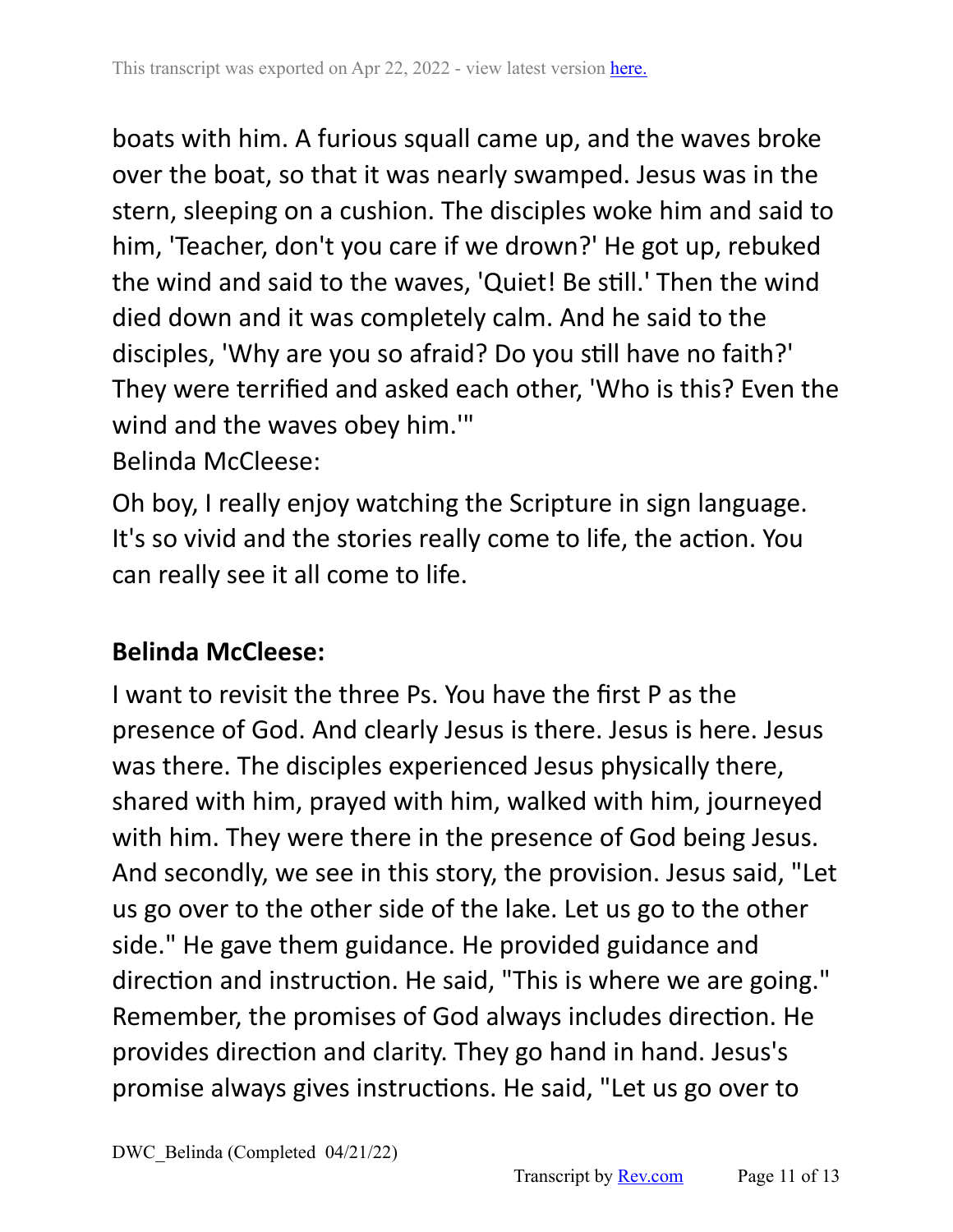boats with him. A furious squall came up, and the waves broke over the boat, so that it was nearly swamped. Jesus was in the stern, sleeping on a cushion. The disciples woke him and said to him, 'Teacher, don't you care if we drown?' He got up, rebuked the wind and said to the waves, 'Quiet! Be still.' Then the wind died down and it was completely calm. And he said to the disciples, 'Why are you so afraid? Do you still have no faith?' They were terrified and asked each other, 'Who is this? Even the wind and the waves obey him.'"

Belinda McCleese:

Oh boy, I really enjoy watching the Scripture in sign language. It's so vivid and the stories really come to life, the action. You can really see it all come to life.

**Belinda McCleese:**

I want to revisit the three Ps. You have the first P as the presence of God. And clearly Jesus is there. Jesus is here. Jesus was there. The disciples experienced Jesus physically there, shared with him, prayed with him, walked with him, journeyed with him. They were there in the presence of God being Jesus. And secondly, we see in this story, the provision. Jesus said, "Let us go over to the other side of the lake. Let us go to the other side." He gave them guidance. He provided guidance and direction and instruction. He said, "This is where we are going." Remember, the promises of God always includes direction. He provides direction and clarity. They go hand in hand. Jesus's promise always gives instructions. He said, "Let us go over to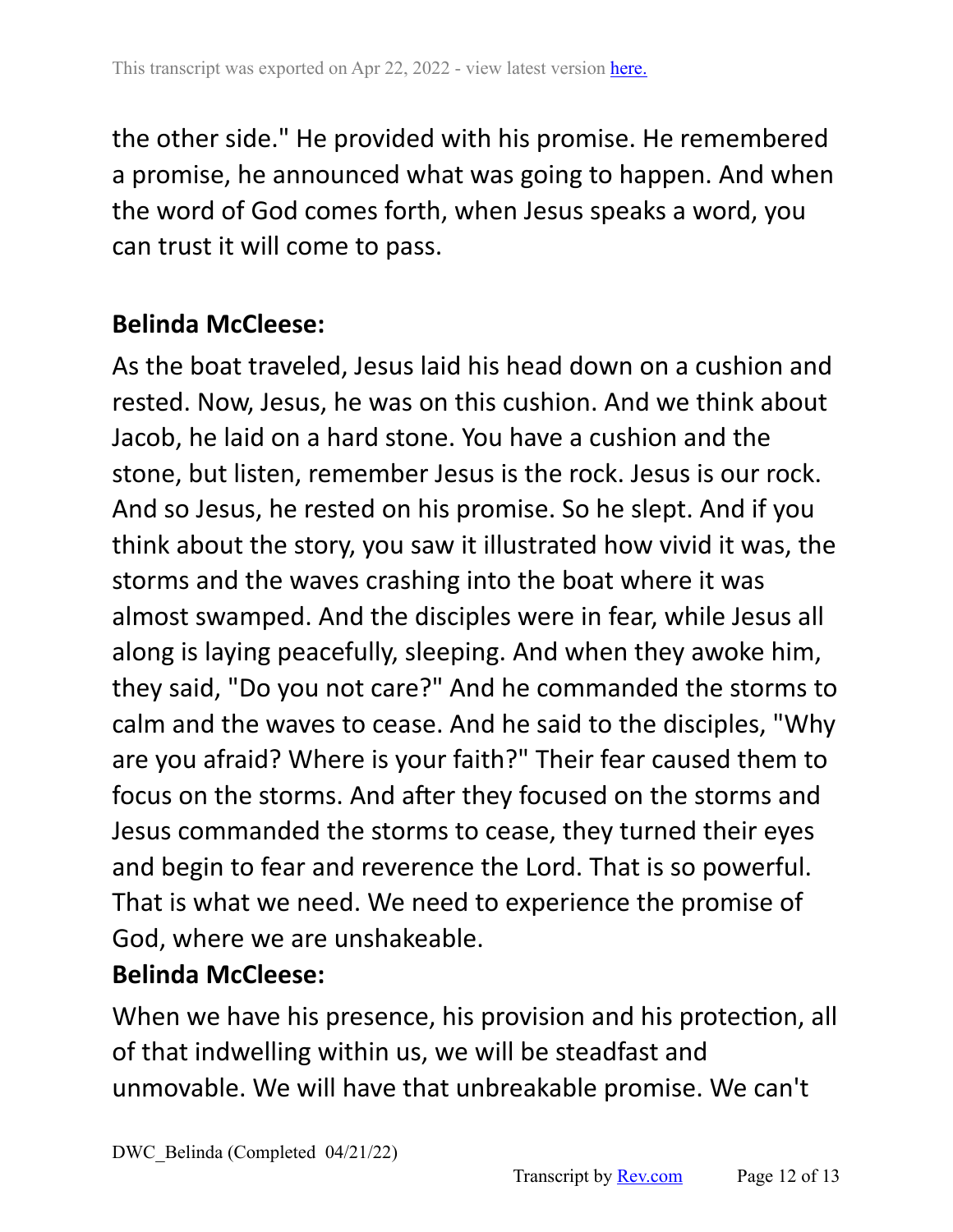the other side." He provided with his promise. He remembered a promise, he announced what was going to happen. And when the word of God comes forth, when Jesus speaks a word, you can trust it will come to pass.

**Belinda McCleese:**

As the boat traveled, Jesus laid his head down on a cushion and rested. Now, Jesus, he was on this cushion. And we think about Jacob, he laid on a hard stone. You have a cushion and the stone, but listen, remember Jesus is the rock. Jesus is our rock. And so Jesus, he rested on his promise. So he slept. And if you think about the story, you saw it illustrated how vivid it was, the storms and the waves crashing into the boat where it was almost swamped. And the disciples were in fear, while Jesus all along is laying peacefully, sleeping. And when they awoke him, they said, "Do you not care?" And he commanded the storms to calm and the waves to cease. And he said to the disciples, "Why are you afraid? Where is your faith?" Their fear caused them to focus on the storms. And after they focused on the storms and Jesus commanded the storms to cease, they turned their eyes and begin to fear and reverence the Lord. That is so powerful. That is what we need. We need to experience the promise of God, where we are unshakeable.

**Belinda McCleese:**

When we have his presence, his provision and his protection, all of that indwelling within us, we will be steadfast and unmovable. We will have that unbreakable promise. We can't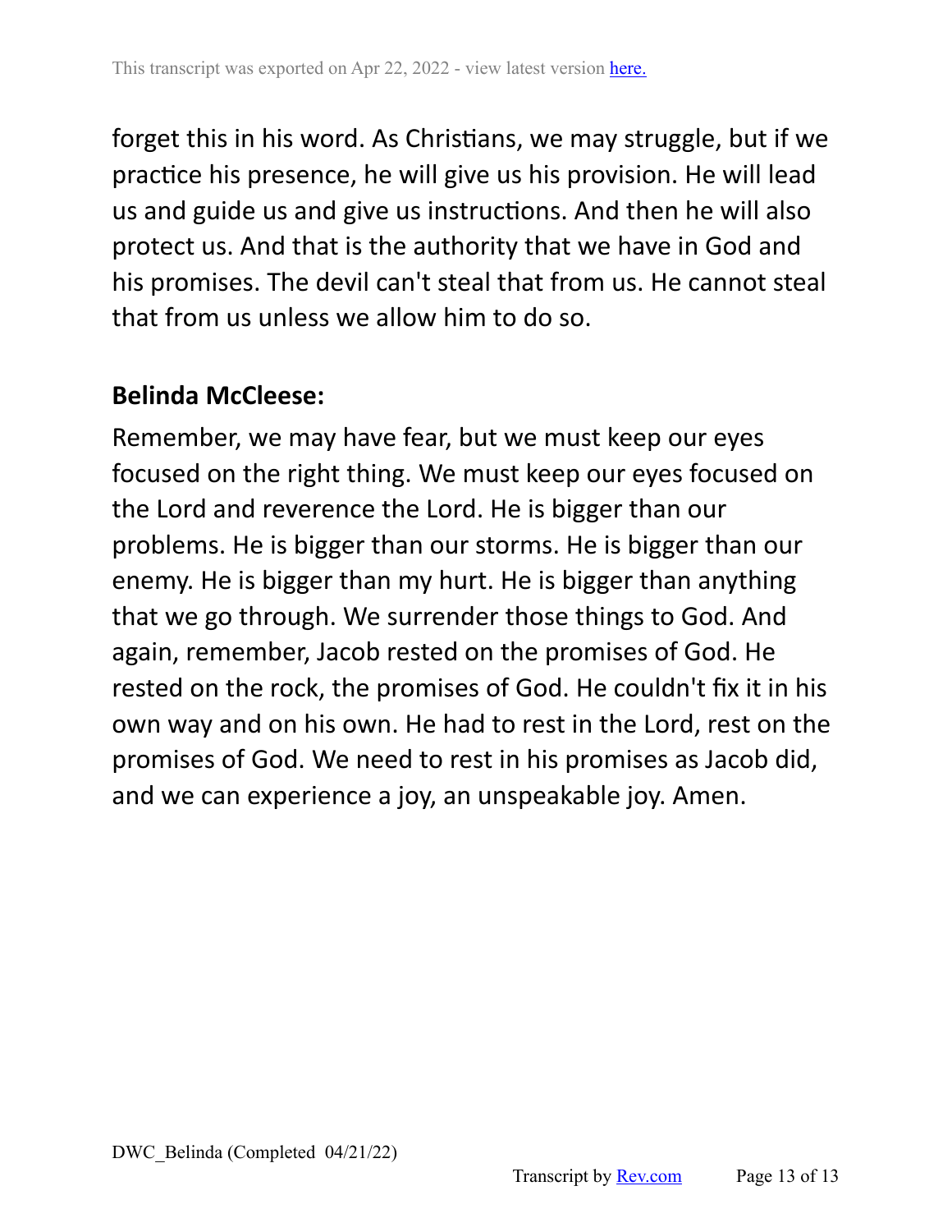forget this in his word. As Christians, we may struggle, but if we practice his presence, he will give us his provision. He will lead us and guide us and give us instructions. And then he will also protect us. And that is the authority that we have in God and his promises. The devil can't steal that from us. He cannot steal that from us unless we allow him to do so.

**Belinda McCleese:**

Remember, we may have fear, but we must keep our eyes focused on the right thing. We must keep our eyes focused on the Lord and reverence the Lord. He is bigger than our problems. He is bigger than our storms. He is bigger than our enemy. He is bigger than my hurt. He is bigger than anything that we go through. We surrender those things to God. And again, remember, Jacob rested on the promises of God. He rested on the rock, the promises of God. He couldn't fix it in his own way and on his own. He had to rest in the Lord, rest on the promises of God. We need to rest in his promises as Jacob did, and we can experience a joy, an unspeakable joy. Amen.